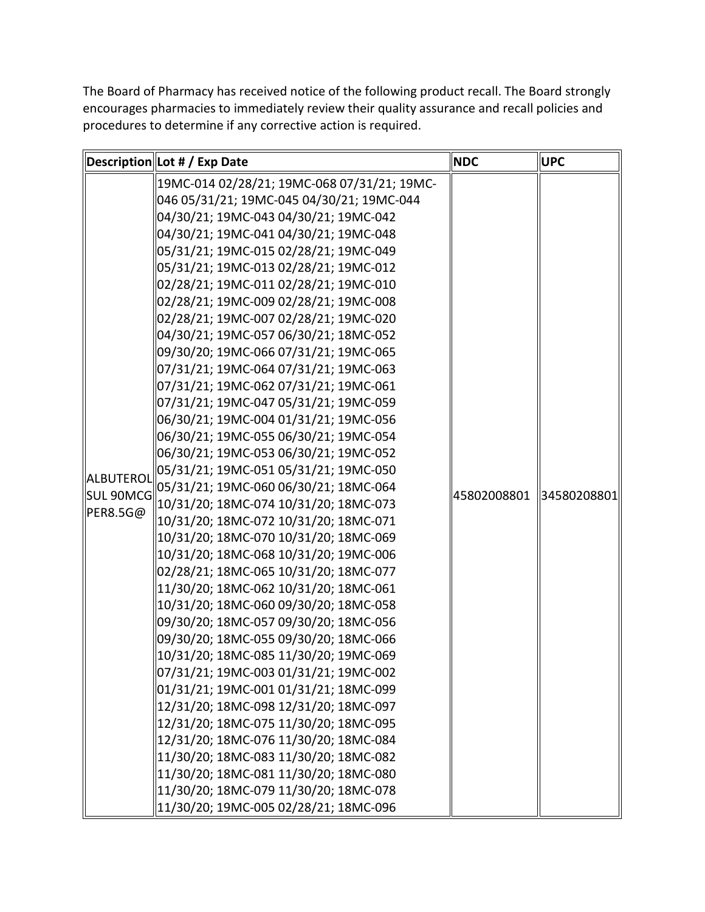The Board of Pharmacy has received notice of the following product recall. The Board strongly encourages pharmacies to immediately review their quality assurance and recall policies and procedures to determine if any corrective action is required.

| Description | Lot # / Exp Date | NDC | UPC |
|---|---|---|---|
| ALBUTEROL SUL 90MCG PER8.5G@ | 19MC-014 02/28/21; 19MC-068 07/31/21; 19MC-046 05/31/21; 19MC-045 04/30/21; 19MC-044 04/30/21; 19MC-043 04/30/21; 19MC-042 04/30/21; 19MC-041 04/30/21; 19MC-048 05/31/21; 19MC-015 02/28/21; 19MC-049 05/31/21; 19MC-013 02/28/21; 19MC-012 02/28/21; 19MC-011 02/28/21; 19MC-010 02/28/21; 19MC-009 02/28/21; 19MC-008 02/28/21; 19MC-007 02/28/21; 19MC-020 04/30/21; 19MC-057 06/30/21; 18MC-052 09/30/20; 19MC-066 07/31/21; 19MC-065 07/31/21; 19MC-064 07/31/21; 19MC-063 07/31/21; 19MC-062 07/31/21; 19MC-061 07/31/21; 19MC-047 05/31/21; 19MC-059 06/30/21; 19MC-004 01/31/21; 19MC-056 06/30/21; 19MC-055 06/30/21; 19MC-054 06/30/21; 19MC-053 06/30/21; 19MC-052 05/31/21; 19MC-051 05/31/21; 19MC-050 05/31/21; 19MC-060 06/30/21; 18MC-064 10/31/20; 18MC-074 10/31/20; 18MC-073 10/31/20; 18MC-072 10/31/20; 18MC-071 10/31/20; 18MC-070 10/31/20; 18MC-069 10/31/20; 18MC-068 10/31/20; 19MC-006 02/28/21; 18MC-065 10/31/20; 18MC-077 11/30/20; 18MC-062 10/31/20; 18MC-061 10/31/20; 18MC-060 09/30/20; 18MC-058 09/30/20; 18MC-057 09/30/20; 18MC-056 09/30/20; 18MC-055 09/30/20; 18MC-066 10/31/20; 18MC-085 11/30/20; 19MC-069 07/31/21; 19MC-003 01/31/21; 19MC-002 01/31/21; 19MC-001 01/31/21; 18MC-099 12/31/20; 18MC-098 12/31/20; 18MC-097 12/31/20; 18MC-075 11/30/20; 18MC-095 12/31/20; 18MC-076 11/30/20; 18MC-084 11/30/20; 18MC-083 11/30/20; 18MC-082 11/30/20; 18MC-081 11/30/20; 18MC-080 11/30/20; 18MC-079 11/30/20; 18MC-078 11/30/20; 19MC-005 02/28/21; 18MC-096 | 45802008801 | 34580208801 |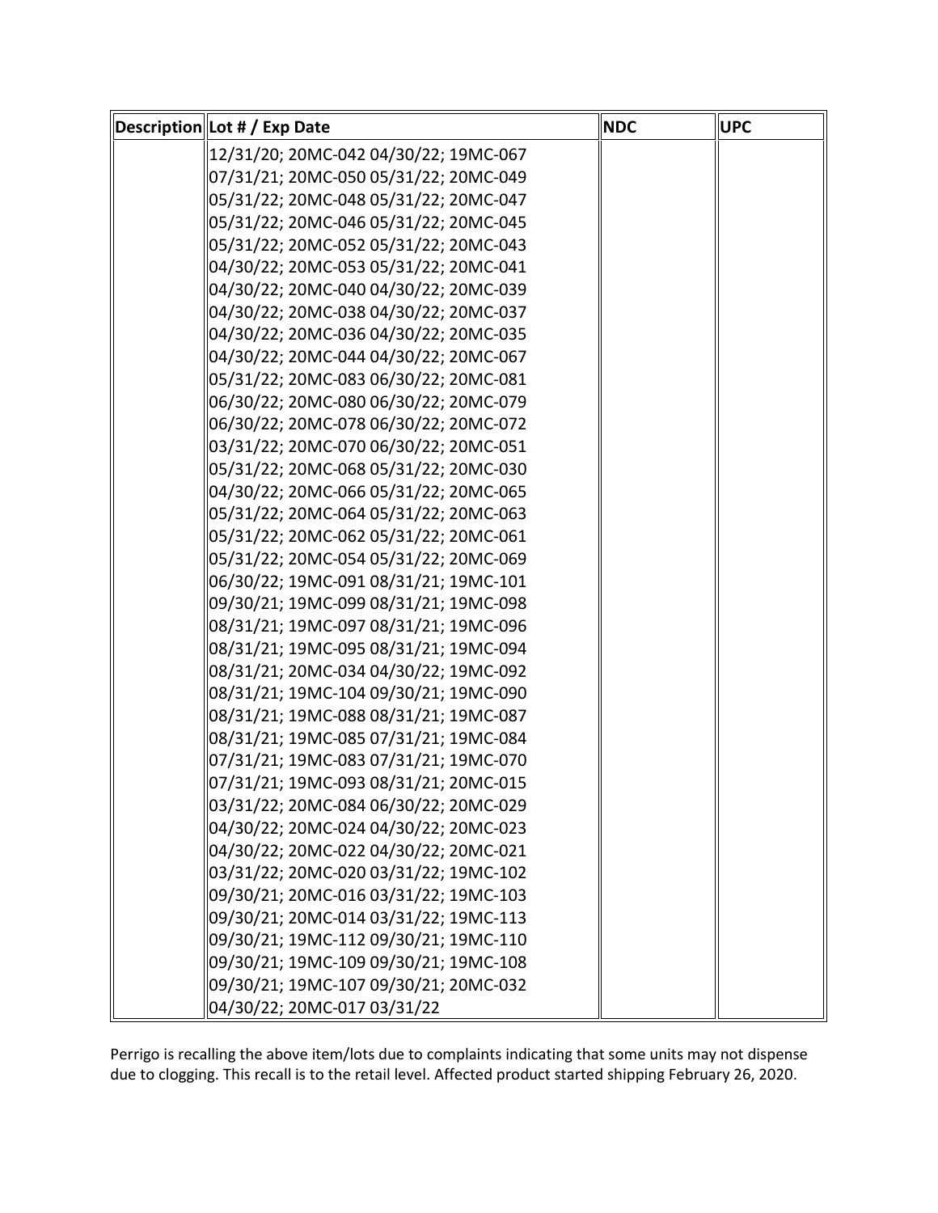| Description | Lot # / Exp Date | NDC | UPC |
|---|---|---|---|
| | 12/31/20; 20MC-042 04/30/22; 19MC-067 07/31/21; 20MC-050 05/31/22; 20MC-049 05/31/22; 20MC-048 05/31/22; 20MC-047 05/31/22; 20MC-046 05/31/22; 20MC-045 05/31/22; 20MC-052 05/31/22; 20MC-043 04/30/22; 20MC-053 05/31/22; 20MC-041 04/30/22; 20MC-040 04/30/22; 20MC-039 04/30/22; 20MC-038 04/30/22; 20MC-037 04/30/22; 20MC-036 04/30/22; 20MC-035 04/30/22; 20MC-044 04/30/22; 20MC-067 05/31/22; 20MC-083 06/30/22; 20MC-081 06/30/22; 20MC-080 06/30/22; 20MC-079 06/30/22; 20MC-078 06/30/22; 20MC-072 03/31/22; 20MC-070 06/30/22; 20MC-051 05/31/22; 20MC-068 05/31/22; 20MC-030 04/30/22; 20MC-066 05/31/22; 20MC-065 05/31/22; 20MC-064 05/31/22; 20MC-063 05/31/22; 20MC-062 05/31/22; 20MC-061 05/31/22; 20MC-054 05/31/22; 20MC-069 06/30/22; 19MC-091 08/31/21; 19MC-101 09/30/21; 19MC-099 08/31/21; 19MC-098 08/31/21; 19MC-097 08/31/21; 19MC-096 08/31/21; 19MC-095 08/31/21; 19MC-094 08/31/21; 20MC-034 04/30/22; 19MC-092 08/31/21; 19MC-104 09/30/21; 19MC-090 08/31/21; 19MC-088 08/31/21; 19MC-087 08/31/21; 19MC-085 07/31/21; 19MC-084 07/31/21; 19MC-083 07/31/21; 19MC-070 07/31/21; 19MC-093 08/31/21; 20MC-015 03/31/22; 20MC-084 06/30/22; 20MC-029 04/30/22; 20MC-024 04/30/22; 20MC-023 04/30/22; 20MC-022 04/30/22; 20MC-021 03/31/22; 20MC-020 03/31/22; 19MC-102 09/30/21; 20MC-016 03/31/22; 19MC-103 09/30/21; 20MC-014 03/31/22; 19MC-113 09/30/21; 19MC-112 09/30/21; 19MC-110 09/30/21; 19MC-109 09/30/21; 19MC-108 09/30/21; 19MC-107 09/30/21; 20MC-032 04/30/22; 20MC-017 03/31/22 | | |

Perrigo is recalling the above item/lots due to complaints indicating that some units may not dispense due to clogging. This recall is to the retail level. Affected product started shipping February 26, 2020.